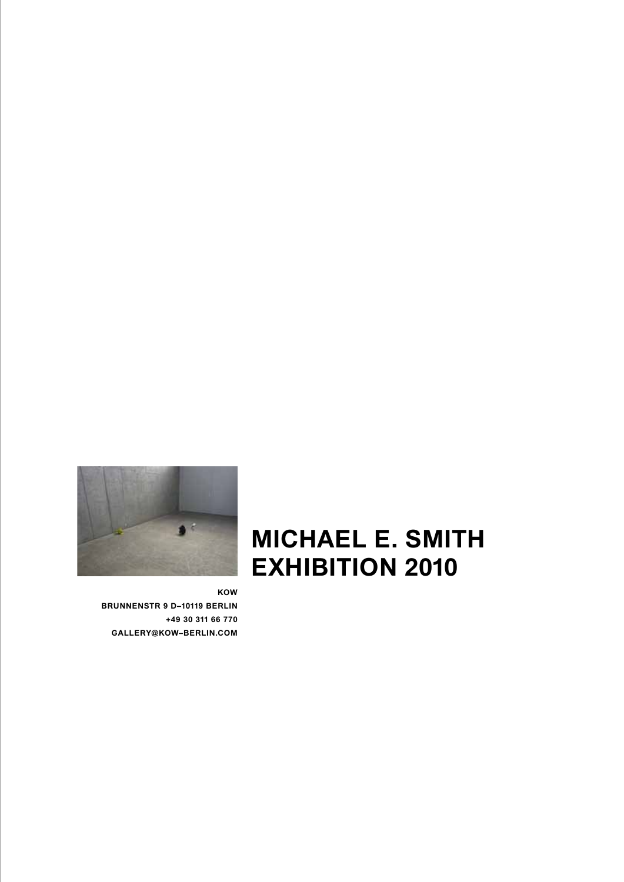# MICHAEL E. SMITH
# EXHIBITION 2010

**KOW**
**BRUNNENSTR 9 D–10119 BERLIN**
**+49 30 311 66 770**
**GALLERY@KOW–BERLIN.COM**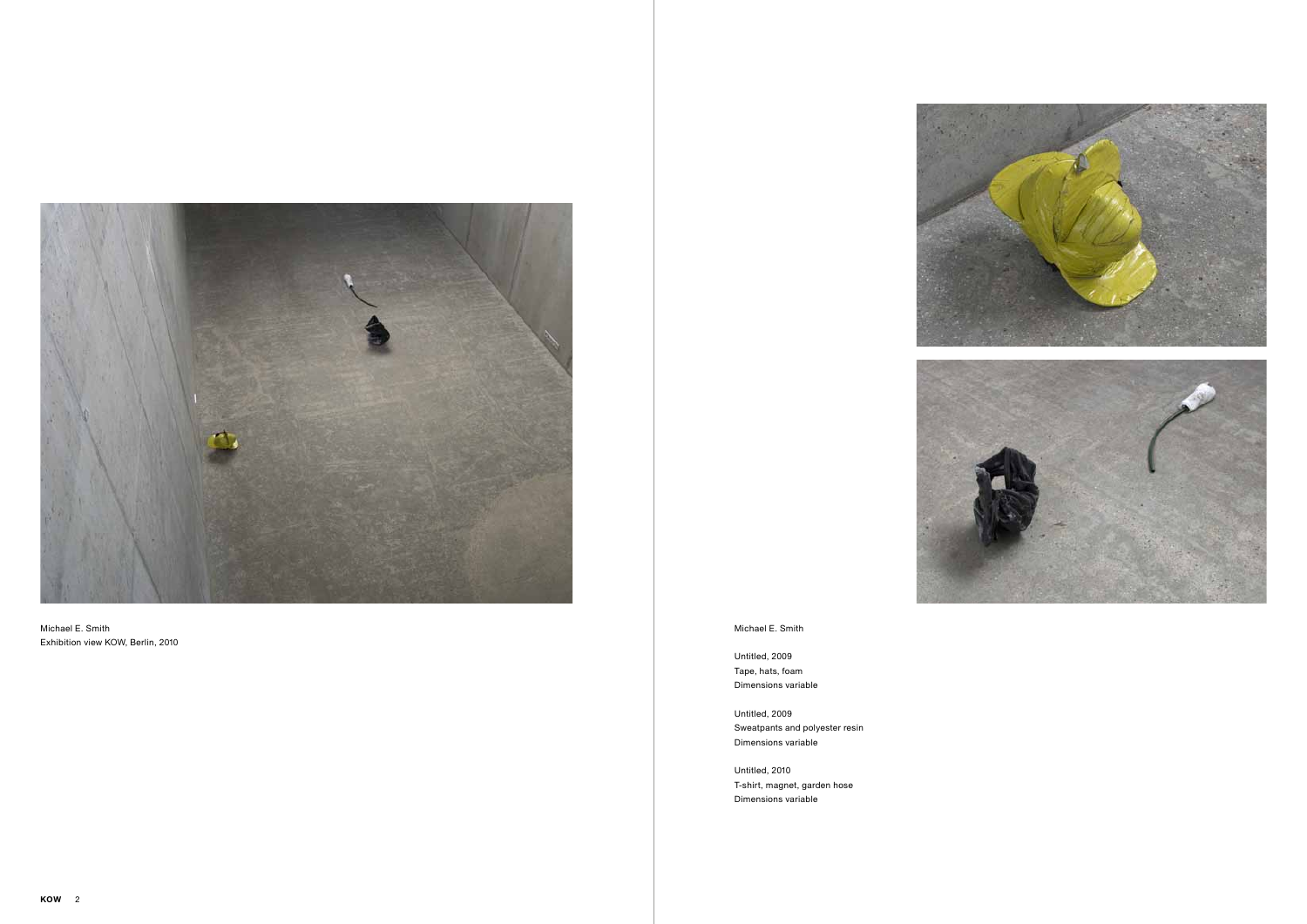Michael E. Smith
Exhibition view KOW, Berlin, 2010

Michael E. Smith

Untitled, 2009
Tape, hats, foam
Dimensions variable

Untitled, 2009
Sweatpants and polyester resin
Dimensions variable

Untitled, 2010
T-shirt, magnet, garden hose
Dimensions variable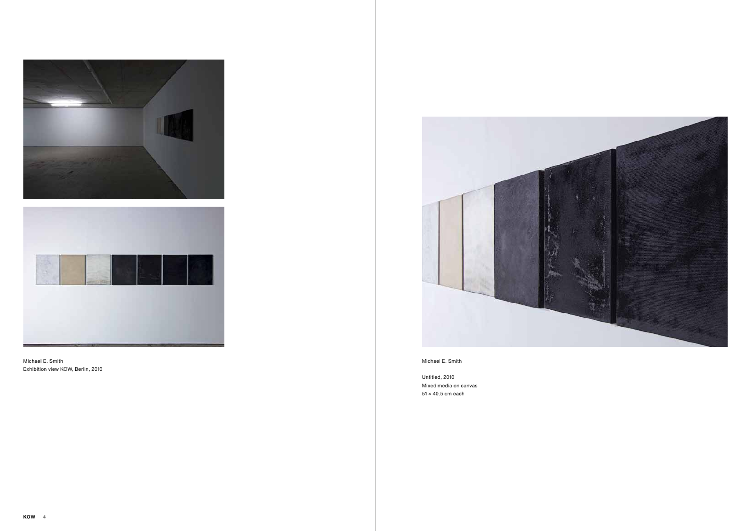Michael E. Smith
Exhibition view KOW, Berlin, 2010

Michael E. Smith

Untitled, 2010
Mixed media on canvas
51 × 40.5 cm each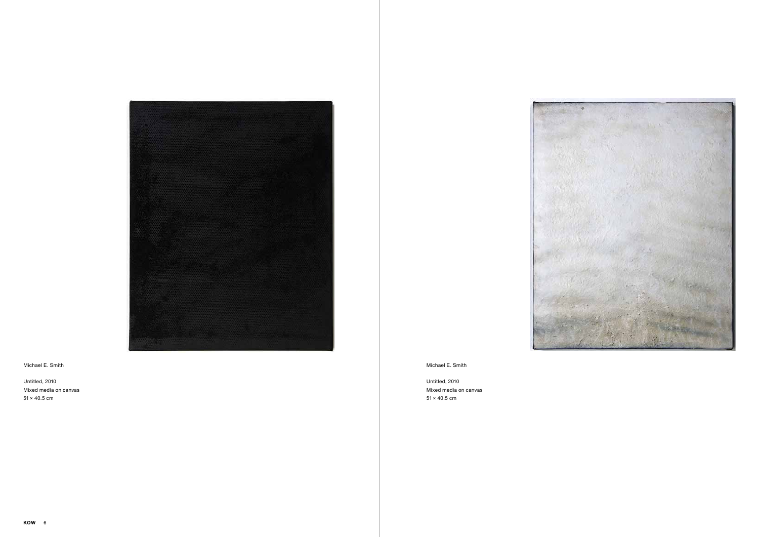Michael E. Smith

Untitled, 2010
Mixed media on canvas
51 × 40.5 cm

Michael E. Smith

Untitled, 2010
Mixed media on canvas
51 × 40.5 cm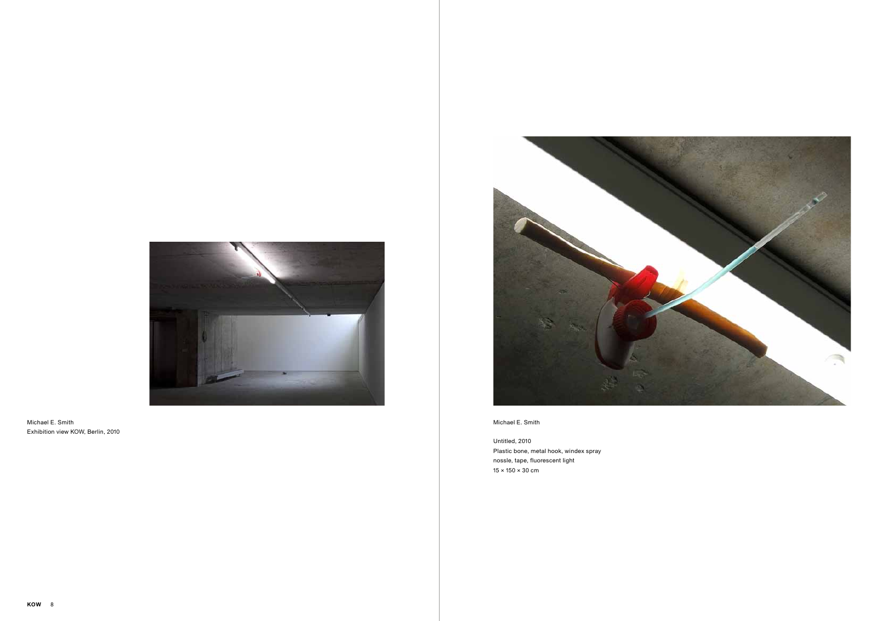Michael E. Smith
Exhibition view KOW, Berlin, 2010

Michael E. Smith

Untitled, 2010
Plastic bone, metal hook, windex spray nossle, tape, fluorescent light
15 × 150 × 30 cm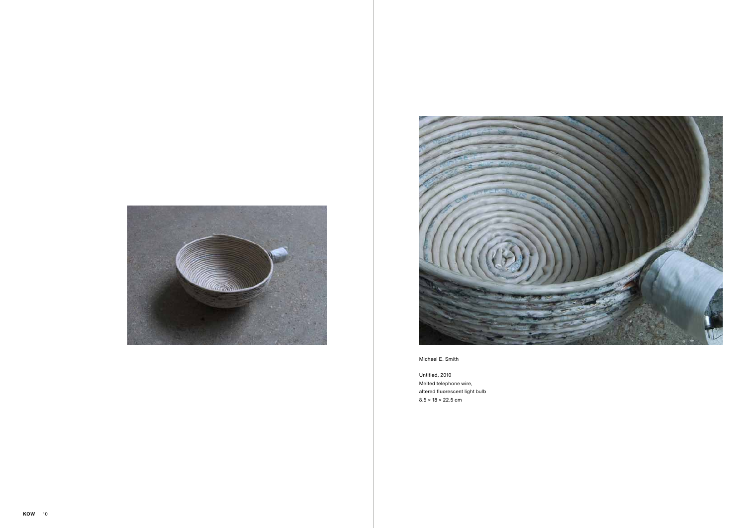Michael E. Smith

Untitled, 2010
Melted telephone wire,
altered fluorescent light bulb
8.5 × 18 × 22.5 cm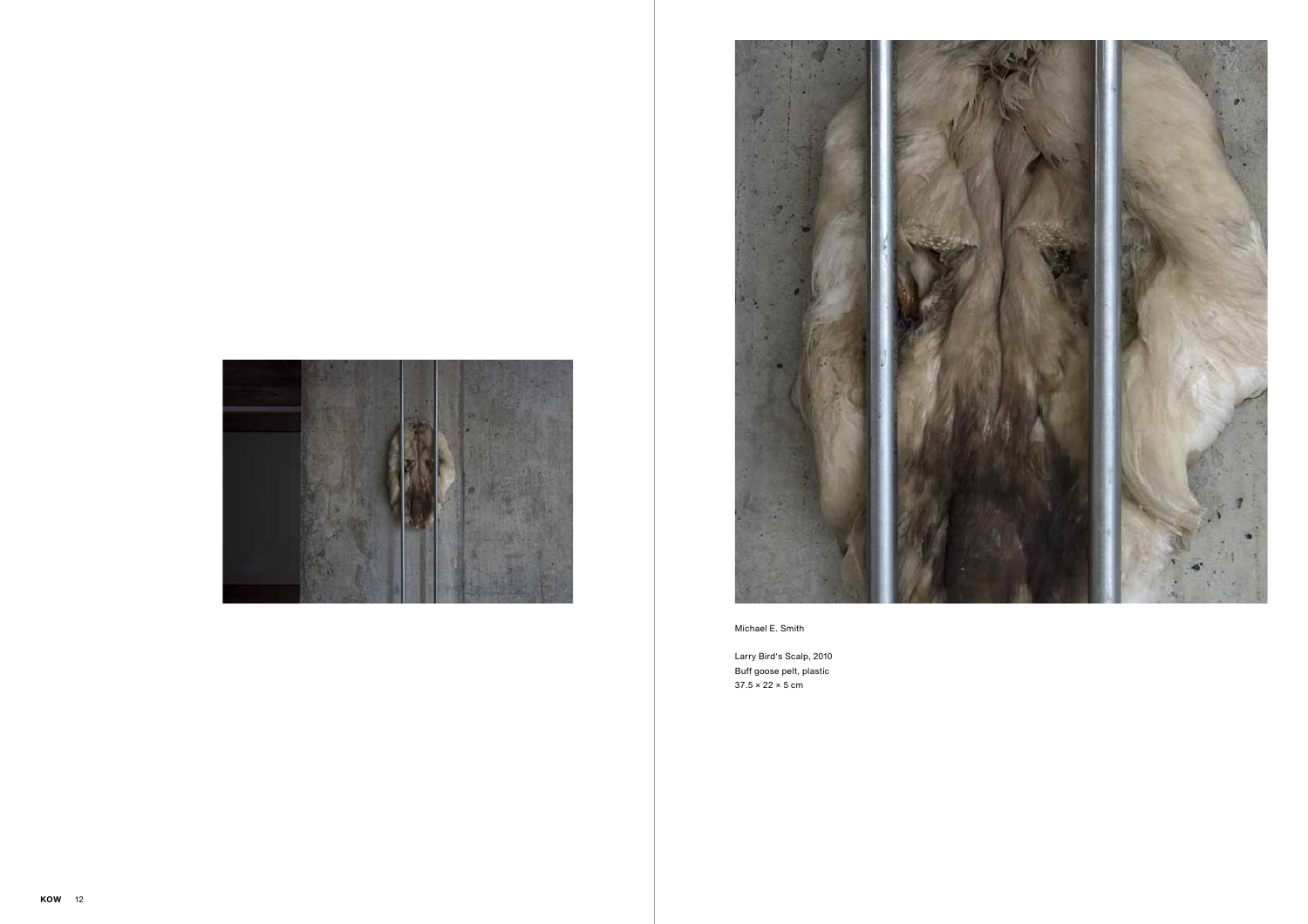Michael E. Smith

Larry Bird's Scalp, 2010
Buff goose pelt, plastic
37.5 × 22 × 5 cm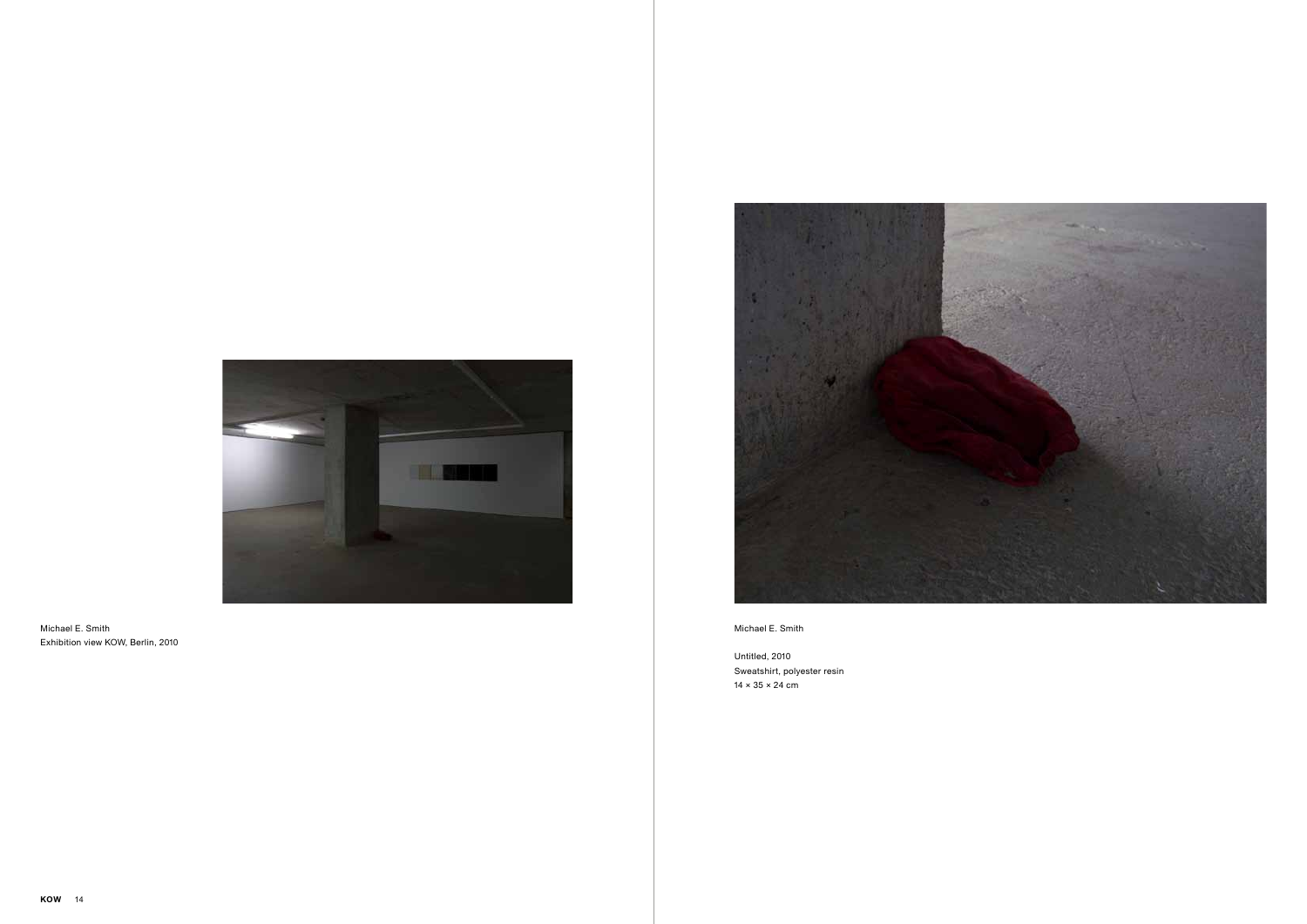Michael E. Smith
Exhibition view KOW, Berlin, 2010

Michael E. Smith

Untitled, 2010
Sweatshirt, polyester resin
14 × 35 × 24 cm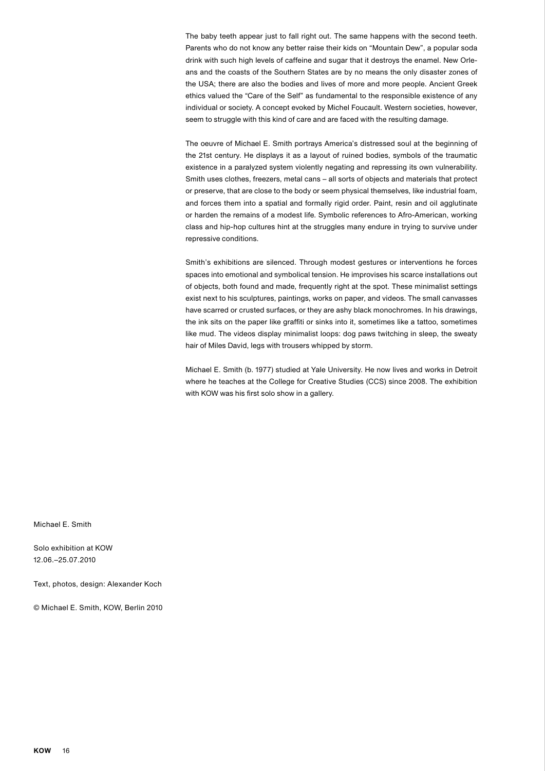The baby teeth appear just to fall right out. The same happens with the second teeth. Parents who do not know any better raise their kids on "Mountain Dew", a popular soda drink with such high levels of caffeine and sugar that it destroys the enamel. New Orleans and the coasts of the Southern States are by no means the only disaster zones of the USA; there are also the bodies and lives of more and more people. Ancient Greek ethics valued the "Care of the Self" as fundamental to the responsible existence of any individual or society. A concept evoked by Michel Foucault. Western societies, however, seem to struggle with this kind of care and are faced with the resulting damage.

The oeuvre of Michael E. Smith portrays America's distressed soul at the beginning of the 21st century. He displays it as a layout of ruined bodies, symbols of the traumatic existence in a paralyzed system violently negating and repressing its own vulnerability. Smith uses clothes, freezers, metal cans – all sorts of objects and materials that protect or preserve, that are close to the body or seem physical themselves, like industrial foam, and forces them into a spatial and formally rigid order. Paint, resin and oil agglutinate or harden the remains of a modest life. Symbolic references to Afro-American, working class and hip-hop cultures hint at the struggles many endure in trying to survive under repressive conditions.

Smith's exhibitions are silenced. Through modest gestures or interventions he forces spaces into emotional and symbolical tension. He improvises his scarce installations out of objects, both found and made, frequently right at the spot. These minimalist settings exist next to his sculptures, paintings, works on paper, and videos. The small canvasses have scarred or crusted surfaces, or they are ashy black monochromes. In his drawings, the ink sits on the paper like graffiti or sinks into it, sometimes like a tattoo, sometimes like mud. The videos display minimalist loops: dog paws twitching in sleep, the sweaty hair of Miles David, legs with trousers whipped by storm.

Michael E. Smith (b. 1977) studied at Yale University. He now lives and works in Detroit where he teaches at the College for Creative Studies (CCS) since 2008. The exhibition with KOW was his first solo show in a gallery.

Michael E. Smith

Solo exhibition at KOW
12.06.–25.07.2010

Text, photos, design: Alexander Koch

© Michael E. Smith, KOW, Berlin 2010